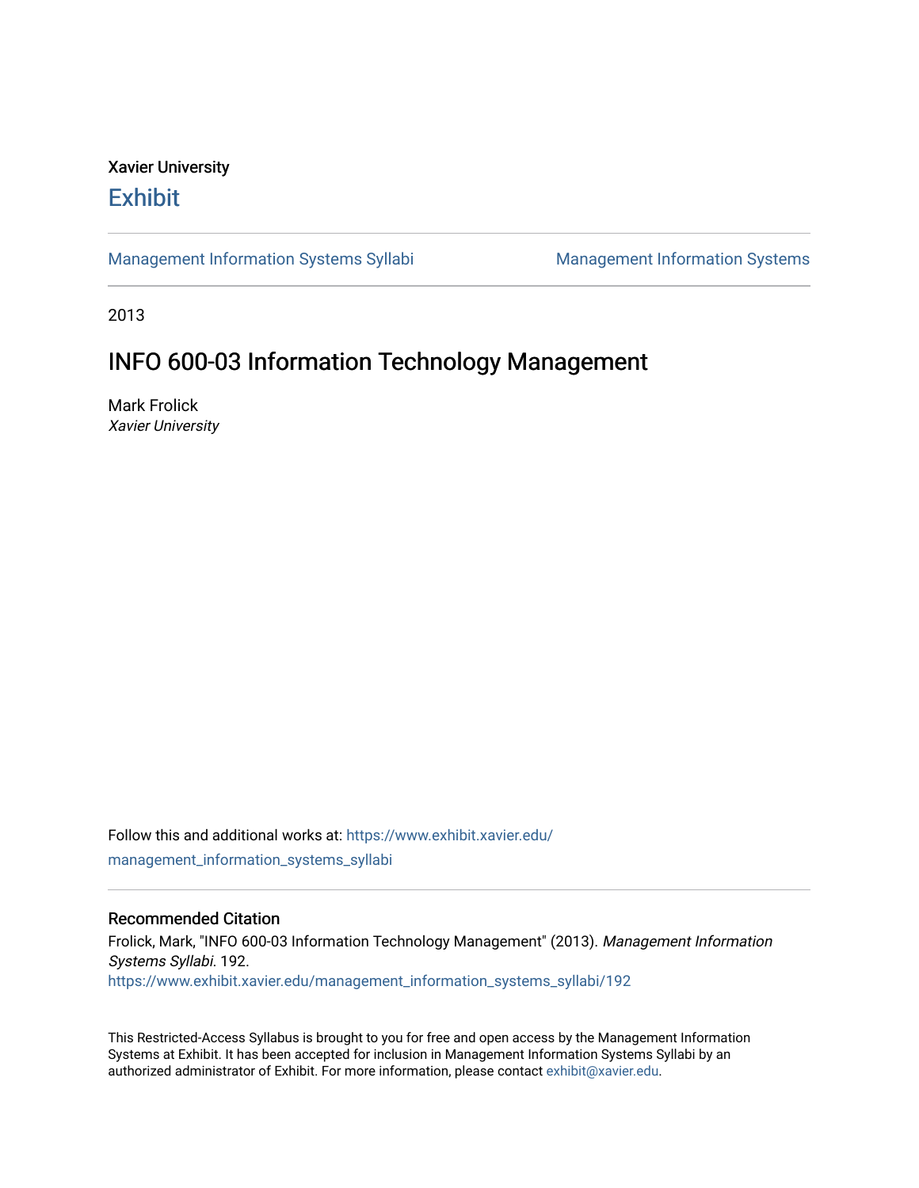Xavier University

# Exhibit

Management Information Systems Syllabi | Management Information Systems

2013

# INFO 600-03 Information Technology Management

Mark Frolick

*Xavier University*

Follow this and additional works at: https://www.exhibit.xavier.edu/management_information_systems_syllabi

## Recommended Citation

Frolick, Mark, "INFO 600-03 Information Technology Management" (2013). *Management Information Systems Syllabi*. 192.
https://www.exhibit.xavier.edu/management_information_systems_syllabi/192

This Restricted-Access Syllabus is brought to you for free and open access by the Management Information Systems at Exhibit. It has been accepted for inclusion in Management Information Systems Syllabi by an authorized administrator of Exhibit. For more information, please contact exhibit@xavier.edu.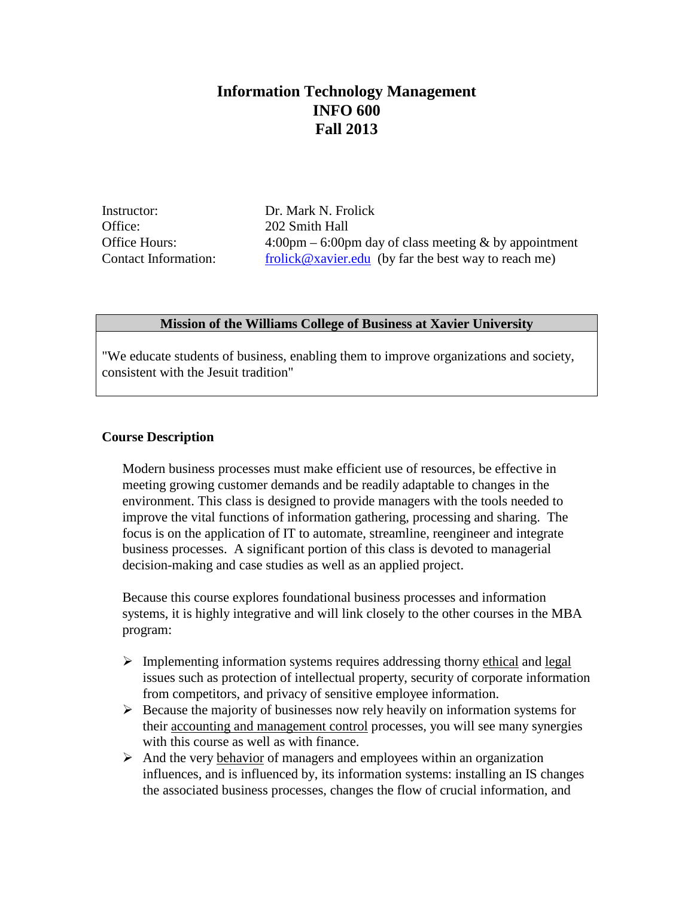# Information Technology Management
# INFO 600
# Fall 2013

| | |
|---|---|
| Instructor: | Dr. Mark N. Frolick |
| Office: | 202 Smith Hall |
| Office Hours: | 4:00pm – 6:00pm day of class meeting & by appointment |
| Contact Information: | frolick@xavier.edu (by far the best way to reach me) |

| Mission of the Williams College of Business at Xavier University |
|---|
| "We educate students of business, enabling them to improve organizations and society, consistent with the Jesuit tradition" |

**Course Description**

Modern business processes must make efficient use of resources, be effective in meeting growing customer demands and be readily adaptable to changes in the environment. This class is designed to provide managers with the tools needed to improve the vital functions of information gathering, processing and sharing. The focus is on the application of IT to automate, streamline, reengineer and integrate business processes. A significant portion of this class is devoted to managerial decision-making and case studies as well as an applied project.

Because this course explores foundational business processes and information systems, it is highly integrative and will link closely to the other courses in the MBA program:

- Implementing information systems requires addressing thorny ethical and legal issues such as protection of intellectual property, security of corporate information from competitors, and privacy of sensitive employee information.
- Because the majority of businesses now rely heavily on information systems for their accounting and management control processes, you will see many synergies with this course as well as with finance.
- And the very behavior of managers and employees within an organization influences, and is influenced by, its information systems: installing an IS changes the associated business processes, changes the flow of crucial information, and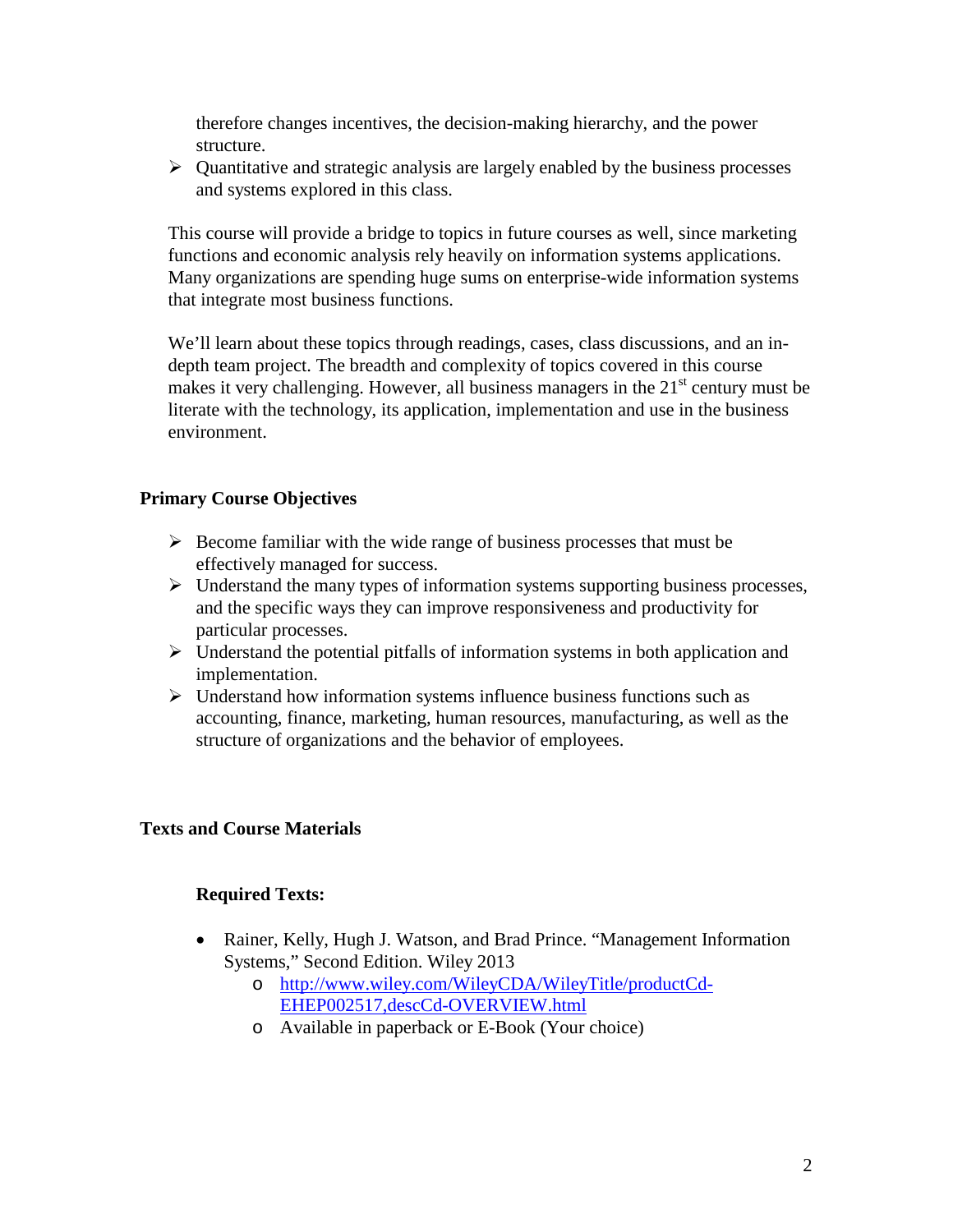therefore changes incentives, the decision-making hierarchy, and the power structure.

- Quantitative and strategic analysis are largely enabled by the business processes and systems explored in this class.

This course will provide a bridge to topics in future courses as well, since marketing functions and economic analysis rely heavily on information systems applications. Many organizations are spending huge sums on enterprise-wide information systems that integrate most business functions.

We'll learn about these topics through readings, cases, class discussions, and an in-depth team project. The breadth and complexity of topics covered in this course makes it very challenging. However, all business managers in the 21st century must be literate with the technology, its application, implementation and use in the business environment.

## Primary Course Objectives

- Become familiar with the wide range of business processes that must be effectively managed for success.
- Understand the many types of information systems supporting business processes, and the specific ways they can improve responsiveness and productivity for particular processes.
- Understand the potential pitfalls of information systems in both application and implementation.
- Understand how information systems influence business functions such as accounting, finance, marketing, human resources, manufacturing, as well as the structure of organizations and the behavior of employees.

## Texts and Course Materials

### Required Texts:

- Rainer, Kelly, Hugh J. Watson, and Brad Prince. "Management Information Systems," Second Edition. Wiley 2013
  - http://www.wiley.com/WileyCDA/WileyTitle/productCd-EHEP002517,descCd-OVERVIEW.html
  - Available in paperback or E-Book (Your choice)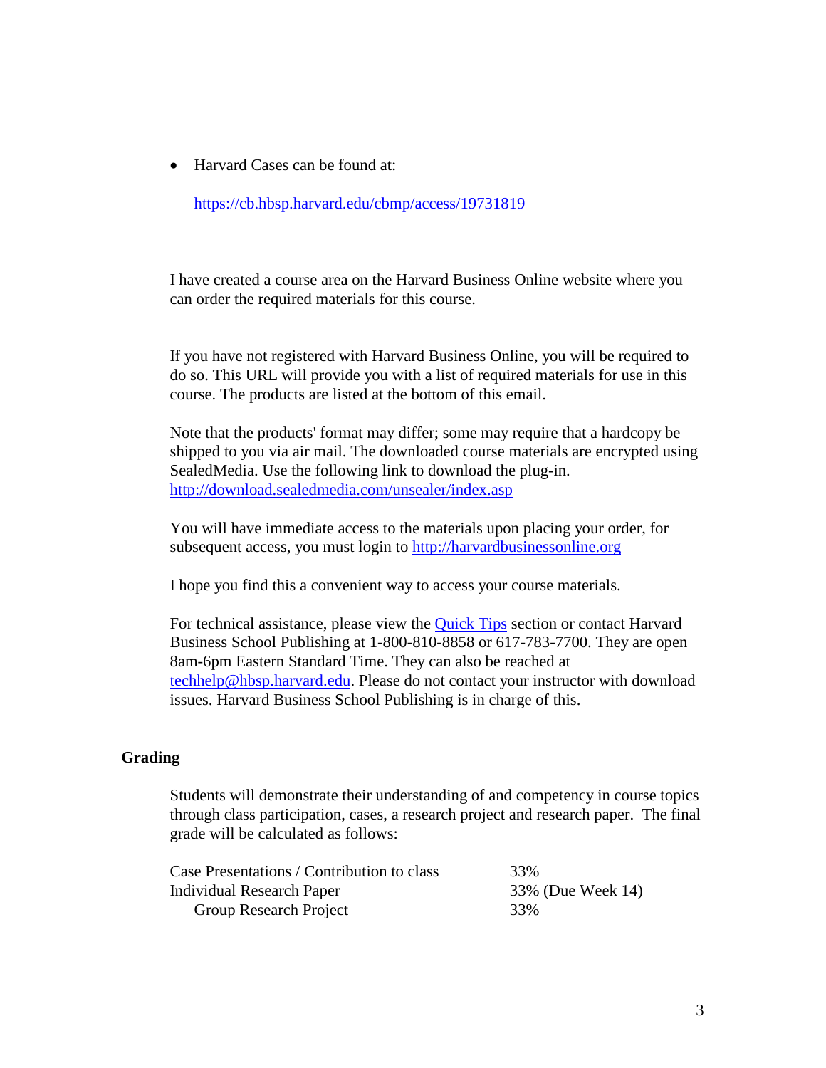- Harvard Cases can be found at:

  https://cb.hbsp.harvard.edu/cbmp/access/19731819

I have created a course area on the Harvard Business Online website where you can order the required materials for this course.

If you have not registered with Harvard Business Online, you will be required to do so. This URL will provide you with a list of required materials for use in this course. The products are listed at the bottom of this email.

Note that the products' format may differ; some may require that a hardcopy be shipped to you via air mail. The downloaded course materials are encrypted using SealedMedia. Use the following link to download the plug-in. http://download.sealedmedia.com/unsealer/index.asp

You will have immediate access to the materials upon placing your order, for subsequent access, you must login to http://harvardbusinessonline.org

I hope you find this a convenient way to access your course materials.

For technical assistance, please view the Quick Tips section or contact Harvard Business School Publishing at 1-800-810-8858 or 617-783-7700. They are open 8am-6pm Eastern Standard Time. They can also be reached at techhelp@hbsp.harvard.edu. Please do not contact your instructor with download issues. Harvard Business School Publishing is in charge of this.

## Grading

Students will demonstrate their understanding of and competency in course topics through class participation, cases, a research project and research paper. The final grade will be calculated as follows:

| | |
|---|---|
| Case Presentations / Contribution to class | 33% |
| Individual Research Paper | 33% (Due Week 14) |
| Group Research Project | 33% |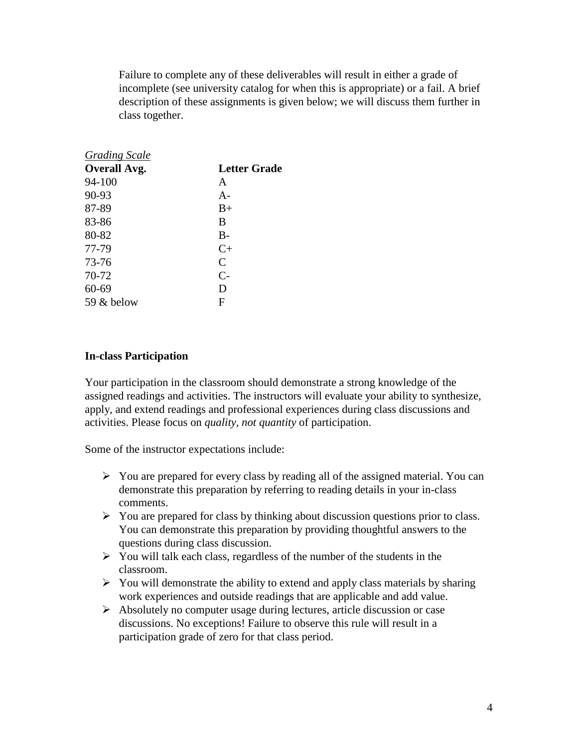Failure to complete any of these deliverables will result in either a grade of incomplete (see university catalog for when this is appropriate) or a fail. A brief description of these assignments is given below; we will discuss them further in class together.

*Grading Scale*

| Overall Avg. | Letter Grade |
|---|---|
| 94-100 | A |
| 90-93 | A- |
| 87-89 | B+ |
| 83-86 | B |
| 80-82 | B- |
| 77-79 | C+ |
| 73-76 | C |
| 70-72 | C- |
| 60-69 | D |
| 59 & below | F |

**In-class Participation**

Your participation in the classroom should demonstrate a strong knowledge of the assigned readings and activities. The instructors will evaluate your ability to synthesize, apply, and extend readings and professional experiences during class discussions and activities. Please focus on *quality, not quantity* of participation.

Some of the instructor expectations include:

- You are prepared for every class by reading all of the assigned material. You can demonstrate this preparation by referring to reading details in your in-class comments.
- You are prepared for class by thinking about discussion questions prior to class. You can demonstrate this preparation by providing thoughtful answers to the questions during class discussion.
- You will talk each class, regardless of the number of the students in the classroom.
- You will demonstrate the ability to extend and apply class materials by sharing work experiences and outside readings that are applicable and add value.
- Absolutely no computer usage during lectures, article discussion or case discussions. No exceptions! Failure to observe this rule will result in a participation grade of zero for that class period.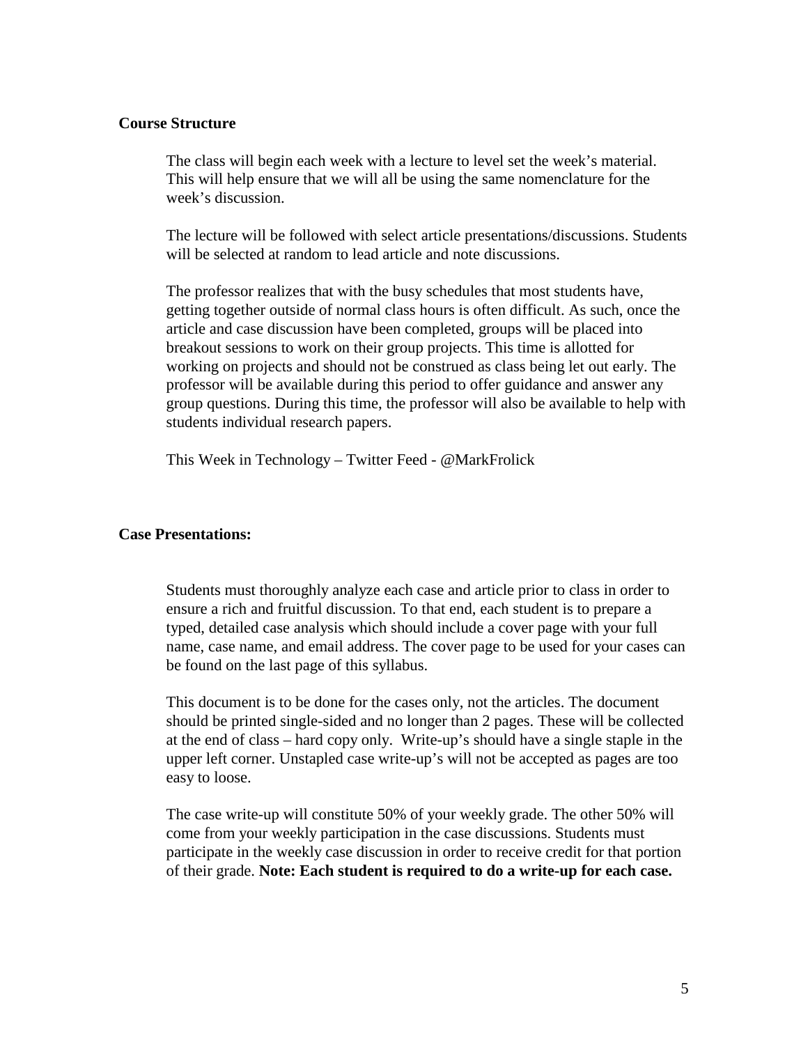**Course Structure**

The class will begin each week with a lecture to level set the week's material. This will help ensure that we will all be using the same nomenclature for the week's discussion.

The lecture will be followed with select article presentations/discussions. Students will be selected at random to lead article and note discussions.

The professor realizes that with the busy schedules that most students have, getting together outside of normal class hours is often difficult. As such, once the article and case discussion have been completed, groups will be placed into breakout sessions to work on their group projects. This time is allotted for working on projects and should not be construed as class being let out early. The professor will be available during this period to offer guidance and answer any group questions. During this time, the professor will also be available to help with students individual research papers.

This Week in Technology – Twitter Feed - @MarkFrolick

**Case Presentations:**

Students must thoroughly analyze each case and article prior to class in order to ensure a rich and fruitful discussion. To that end, each student is to prepare a typed, detailed case analysis which should include a cover page with your full name, case name, and email address. The cover page to be used for your cases can be found on the last page of this syllabus.

This document is to be done for the cases only, not the articles. The document should be printed single-sided and no longer than 2 pages. These will be collected at the end of class – hard copy only. Write-up's should have a single staple in the upper left corner. Unstapled case write-up's will not be accepted as pages are too easy to loose.

The case write-up will constitute 50% of your weekly grade. The other 50% will come from your weekly participation in the case discussions. Students must participate in the weekly case discussion in order to receive credit for that portion of their grade. **Note: Each student is required to do a write-up for each case.**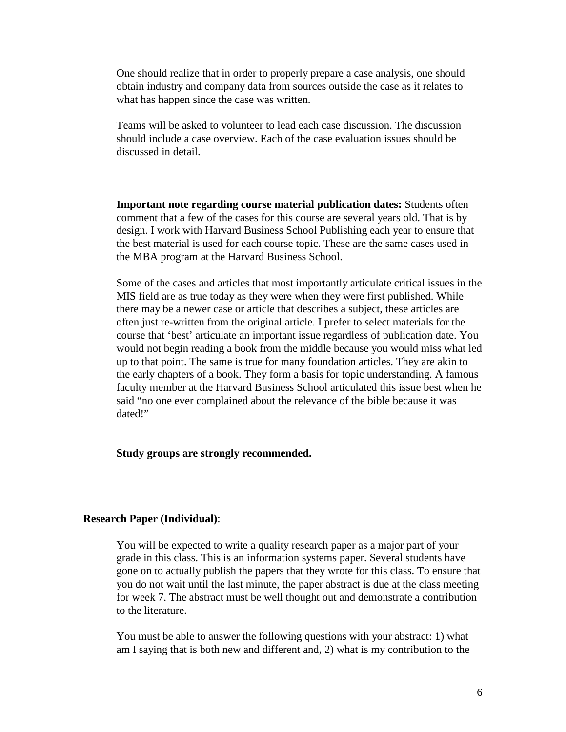One should realize that in order to properly prepare a case analysis, one should obtain industry and company data from sources outside the case as it relates to what has happen since the case was written.

Teams will be asked to volunteer to lead each case discussion. The discussion should include a case overview. Each of the case evaluation issues should be discussed in detail.

**Important note regarding course material publication dates:** Students often comment that a few of the cases for this course are several years old. That is by design. I work with Harvard Business School Publishing each year to ensure that the best material is used for each course topic. These are the same cases used in the MBA program at the Harvard Business School.

Some of the cases and articles that most importantly articulate critical issues in the MIS field are as true today as they were when they were first published. While there may be a newer case or article that describes a subject, these articles are often just re-written from the original article. I prefer to select materials for the course that 'best' articulate an important issue regardless of publication date. You would not begin reading a book from the middle because you would miss what led up to that point. The same is true for many foundation articles. They are akin to the early chapters of a book. They form a basis for topic understanding. A famous faculty member at the Harvard Business School articulated this issue best when he said "no one ever complained about the relevance of the bible because it was dated!"

**Study groups are strongly recommended.**

**Research Paper (Individual)**:

You will be expected to write a quality research paper as a major part of your grade in this class. This is an information systems paper. Several students have gone on to actually publish the papers that they wrote for this class. To ensure that you do not wait until the last minute, the paper abstract is due at the class meeting for week 7. The abstract must be well thought out and demonstrate a contribution to the literature.

You must be able to answer the following questions with your abstract: 1) what am I saying that is both new and different and, 2) what is my contribution to the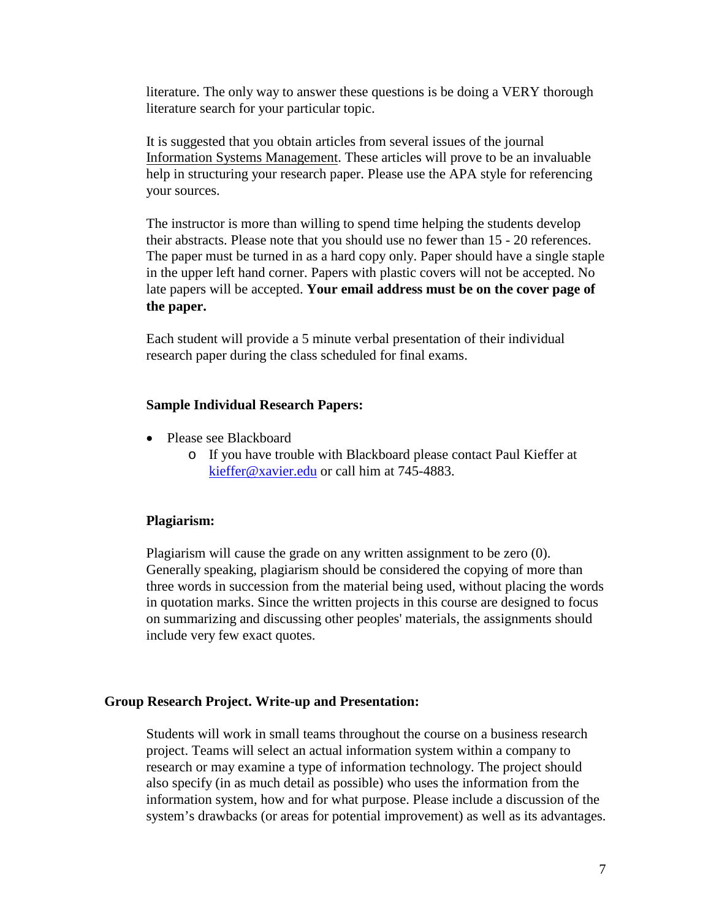literature. The only way to answer these questions is be doing a VERY thorough literature search for your particular topic.

It is suggested that you obtain articles from several issues of the journal Information Systems Management. These articles will prove to be an invaluable help in structuring your research paper. Please use the APA style for referencing your sources.

The instructor is more than willing to spend time helping the students develop their abstracts. Please note that you should use no fewer than 15 - 20 references. The paper must be turned in as a hard copy only. Paper should have a single staple in the upper left hand corner. Papers with plastic covers will not be accepted. No late papers will be accepted. **Your email address must be on the cover page of the paper.**

Each student will provide a 5 minute verbal presentation of their individual research paper during the class scheduled for final exams.

**Sample Individual Research Papers:**

- Please see Blackboard
  - If you have trouble with Blackboard please contact Paul Kieffer at kieffer@xavier.edu or call him at 745-4883.

**Plagiarism:**

Plagiarism will cause the grade on any written assignment to be zero (0). Generally speaking, plagiarism should be considered the copying of more than three words in succession from the material being used, without placing the words in quotation marks. Since the written projects in this course are designed to focus on summarizing and discussing other peoples' materials, the assignments should include very few exact quotes.

**Group Research Project. Write-up and Presentation:**

Students will work in small teams throughout the course on a business research project. Teams will select an actual information system within a company to research or may examine a type of information technology. The project should also specify (in as much detail as possible) who uses the information from the information system, how and for what purpose. Please include a discussion of the system's drawbacks (or areas for potential improvement) as well as its advantages.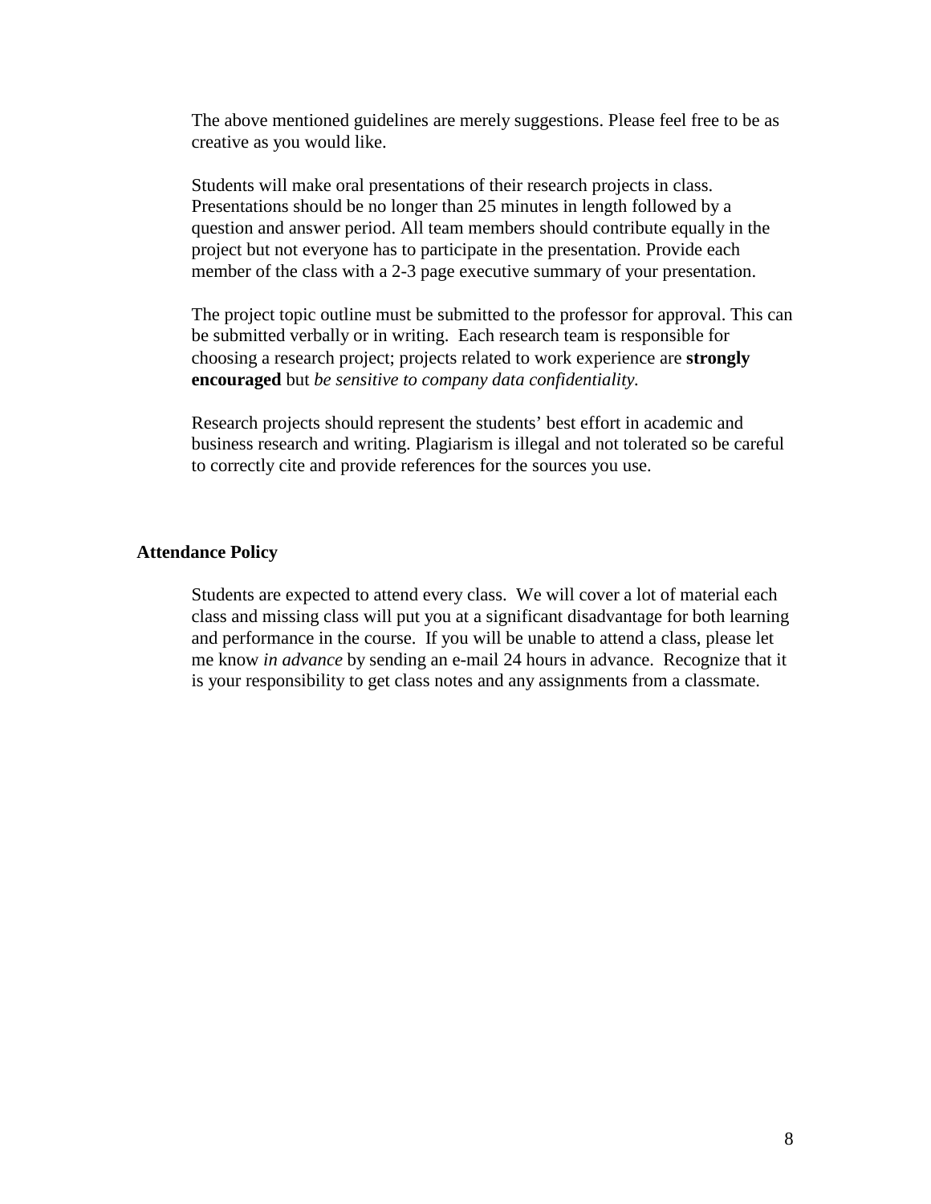The above mentioned guidelines are merely suggestions. Please feel free to be as creative as you would like.

Students will make oral presentations of their research projects in class. Presentations should be no longer than 25 minutes in length followed by a question and answer period. All team members should contribute equally in the project but not everyone has to participate in the presentation. Provide each member of the class with a 2-3 page executive summary of your presentation.

The project topic outline must be submitted to the professor for approval. This can be submitted verbally or in writing. Each research team is responsible for choosing a research project; projects related to work experience are **strongly encouraged** but *be sensitive to company data confidentiality.*

Research projects should represent the students' best effort in academic and business research and writing. Plagiarism is illegal and not tolerated so be careful to correctly cite and provide references for the sources you use.

**Attendance Policy**

Students are expected to attend every class. We will cover a lot of material each class and missing class will put you at a significant disadvantage for both learning and performance in the course. If you will be unable to attend a class, please let me know *in advance* by sending an e-mail 24 hours in advance. Recognize that it is your responsibility to get class notes and any assignments from a classmate.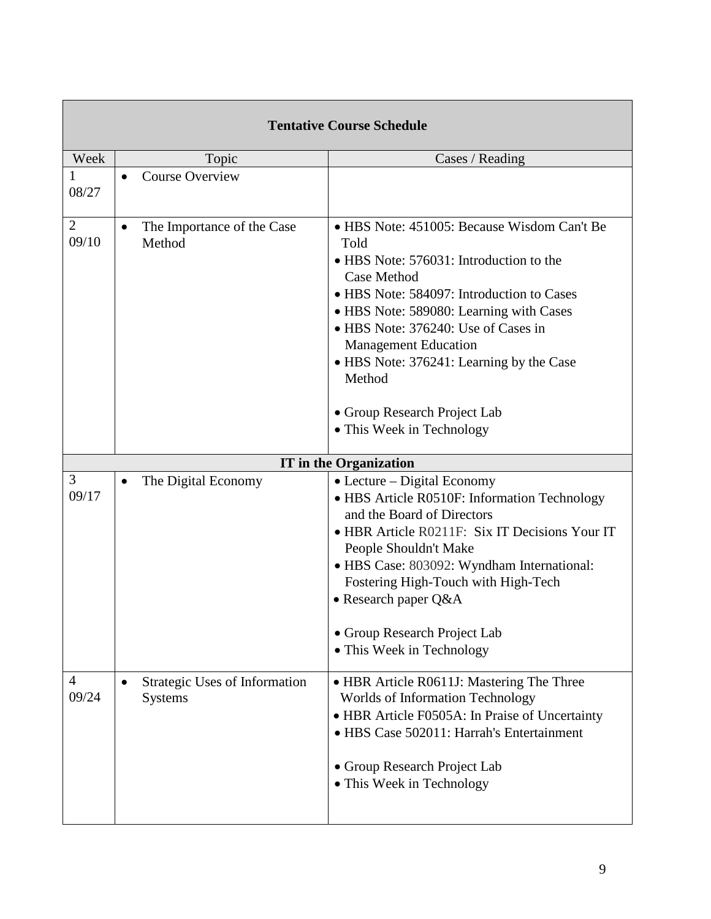| **Tentative Course Schedule** | | |
|---|---|---|
| Week | Topic | Cases / Reading |
| 1<br>08/27 | • Course Overview | |
| 2<br>09/10 | • The Importance of the Case Method | • HBS Note: 451005: Because Wisdom Can't Be Told<br>• HBS Note: 576031: Introduction to the Case Method<br>• HBS Note: 584097: Introduction to Cases<br>• HBS Note: 589080: Learning with Cases<br>• HBS Note: 376240: Use of Cases in Management Education<br>• HBS Note: 376241: Learning by the Case Method<br><br>• Group Research Project Lab<br>• This Week in Technology |
| | **IT in the Organization** | |
| 3<br>09/17 | • The Digital Economy | • Lecture – Digital Economy<br>• HBS Article R0510F: Information Technology and the Board of Directors<br>• HBR Article R0211F: Six IT Decisions Your IT People Shouldn't Make<br>• HBS Case: 803092: Wyndham International: Fostering High-Touch with High-Tech<br>• Research paper Q&A<br><br>• Group Research Project Lab<br>• This Week in Technology |
| 4<br>09/24 | • Strategic Uses of Information Systems | • HBR Article R0611J: Mastering The Three Worlds of Information Technology<br>• HBR Article F0505A: In Praise of Uncertainty<br>• HBS Case 502011: Harrah's Entertainment<br><br>• Group Research Project Lab<br>• This Week in Technology |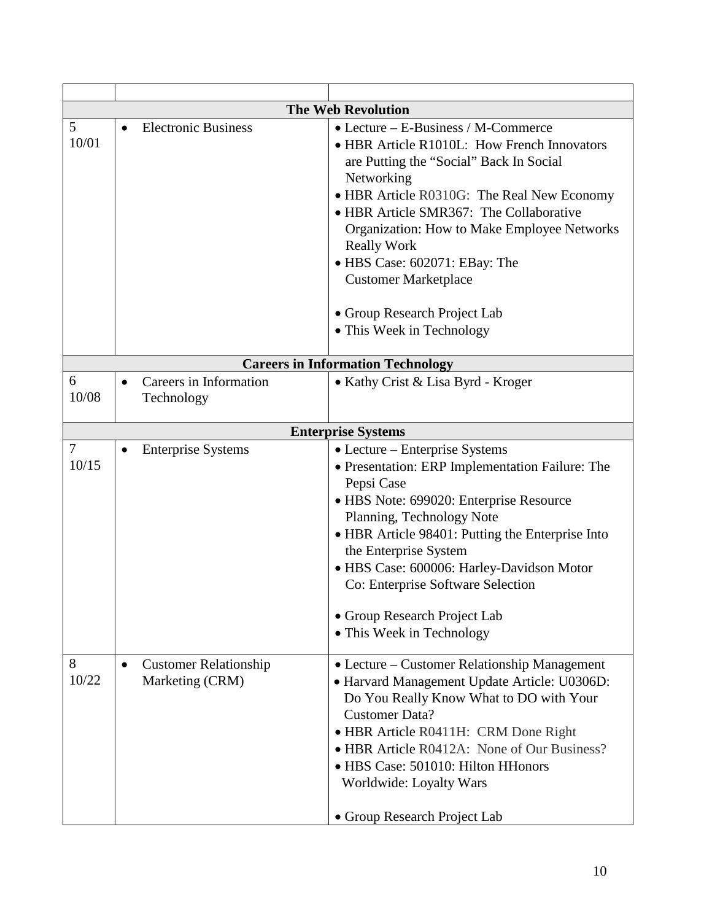| | | |
|---|---|---|
| | **The Web Revolution** | |
| 5<br>10/01 | • Electronic Business | • Lecture – E-Business / M-Commerce<br>• HBR Article R1010L: How French Innovators are Putting the "Social" Back In Social Networking<br>• HBR Article R0310G: The Real New Economy<br>• HBR Article SMR367: The Collaborative Organization: How to Make Employee Networks Really Work<br>• HBS Case: 602071: EBay: The Customer Marketplace<br><br>• Group Research Project Lab<br>• This Week in Technology |
| | **Careers in Information Technology** | |
| 6<br>10/08 | • Careers in Information Technology | • Kathy Crist & Lisa Byrd - Kroger |
| | **Enterprise Systems** | |
| 7<br>10/15 | • Enterprise Systems | • Lecture – Enterprise Systems<br>• Presentation: ERP Implementation Failure: The Pepsi Case<br>• HBS Note: 699020: Enterprise Resource Planning, Technology Note<br>• HBR Article 98401: Putting the Enterprise Into the Enterprise System<br>• HBS Case: 600006: Harley-Davidson Motor Co: Enterprise Software Selection<br><br>• Group Research Project Lab<br>• This Week in Technology |
| 8<br>10/22 | • Customer Relationship Marketing (CRM) | • Lecture – Customer Relationship Management<br>• Harvard Management Update Article: U0306D: Do You Really Know What to DO with Your Customer Data?<br>• HBR Article R0411H: CRM Done Right<br>• HBR Article R0412A: None of Our Business?<br>• HBS Case: 501010: Hilton HHonors Worldwide: Loyalty Wars<br><br>• Group Research Project Lab |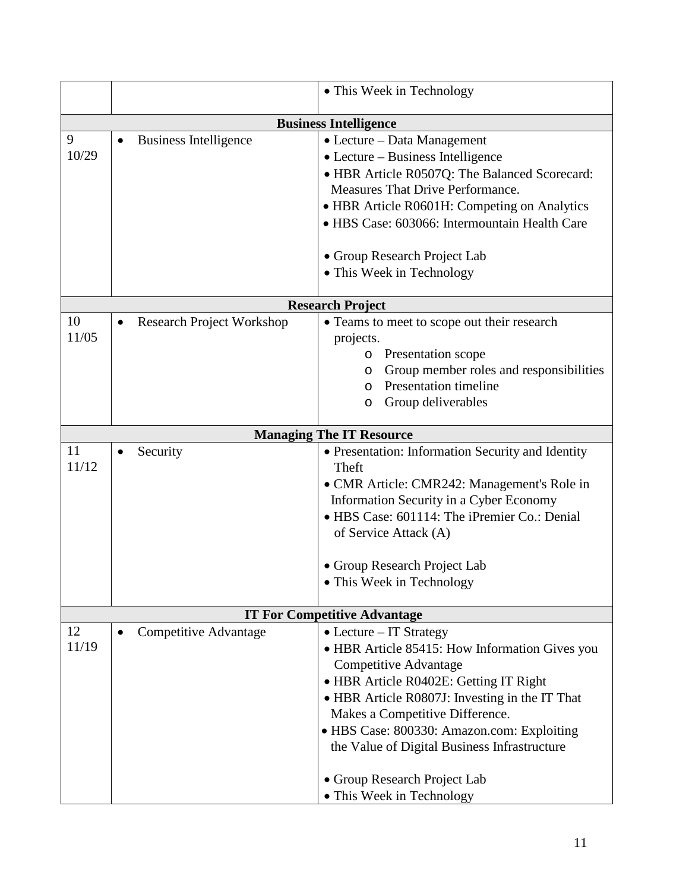| | | |
|---|---|---|
| | | • This Week in Technology |
| **Business Intelligence** | | |
| 9<br>10/29 | • Business Intelligence | • Lecture – Data Management<br>• Lecture – Business Intelligence<br>• HBR Article R0507Q: The Balanced Scorecard: Measures That Drive Performance.<br>• HBR Article R0601H: Competing on Analytics<br>• HBS Case: 603066: Intermountain Health Care<br><br>• Group Research Project Lab<br>• This Week in Technology |
| **Research Project** | | |
| 10<br>11/05 | • Research Project Workshop | • Teams to meet to scope out their research projects.<br>o Presentation scope<br>o Group member roles and responsibilities<br>o Presentation timeline<br>o Group deliverables |
| **Managing The IT Resource** | | |
| 11<br>11/12 | • Security | • Presentation: Information Security and Identity Theft<br>• CMR Article: CMR242: Management's Role in Information Security in a Cyber Economy<br>• HBS Case: 601114: The iPremier Co.: Denial of Service Attack (A)<br><br>• Group Research Project Lab<br>• This Week in Technology |
| **IT For Competitive Advantage** | | |
| 12<br>11/19 | • Competitive Advantage | • Lecture – IT Strategy<br>• HBR Article 85415: How Information Gives you Competitive Advantage<br>• HBR Article R0402E: Getting IT Right<br>• HBR Article R0807J: Investing in the IT That Makes a Competitive Difference.<br>• HBS Case: 800330: Amazon.com: Exploiting the Value of Digital Business Infrastructure<br><br>• Group Research Project Lab<br>• This Week in Technology |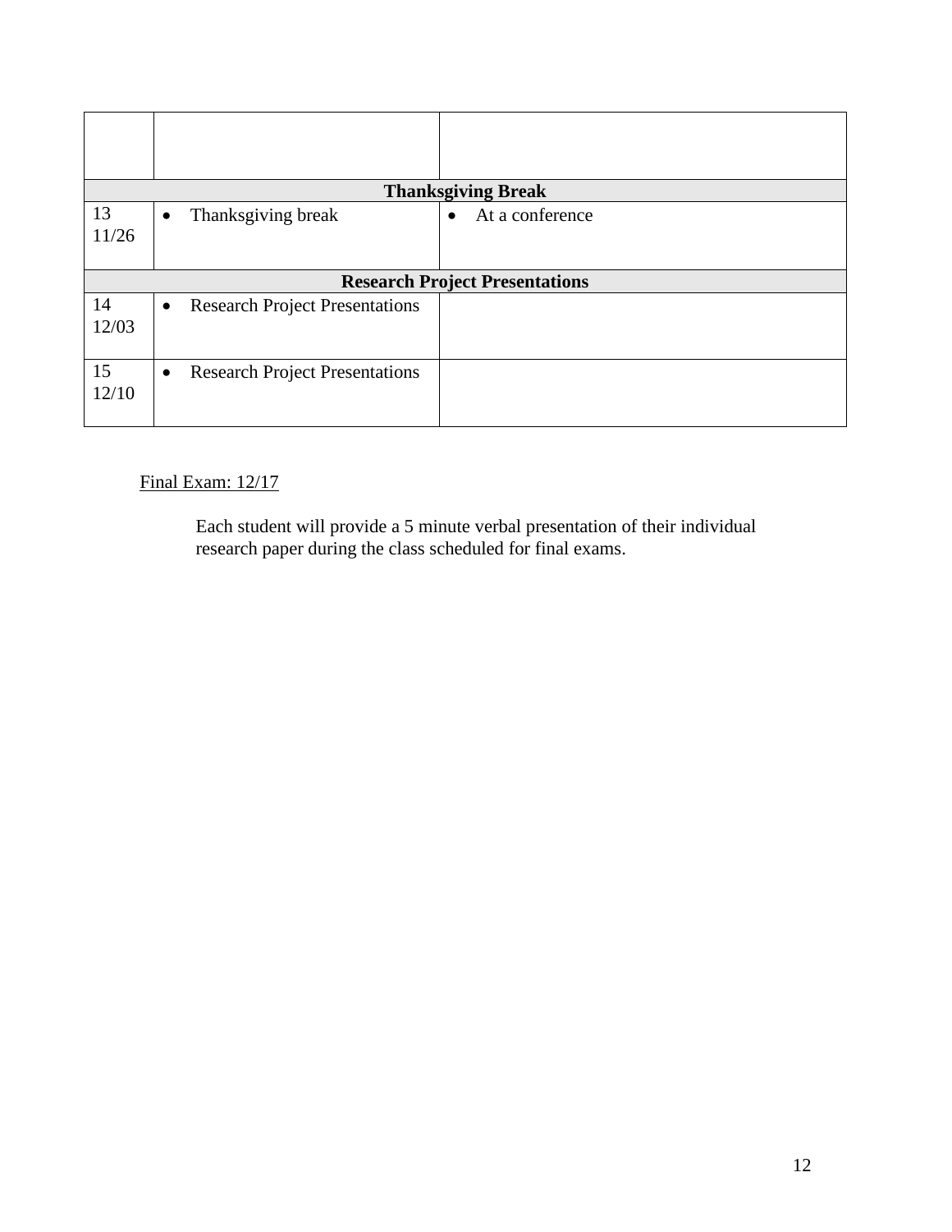| | | |
|---|---|---|
| | | |
| **Thanksgiving Break** | | |
| 13<br>11/26 | • Thanksgiving break | • At a conference |
| **Research Project Presentations** | | |
| 14<br>12/03 | • Research Project Presentations | |
| 15<br>12/10 | • Research Project Presentations | |

<u>Final Exam: 12/17</u>

Each student will provide a 5 minute verbal presentation of their individual research paper during the class scheduled for final exams.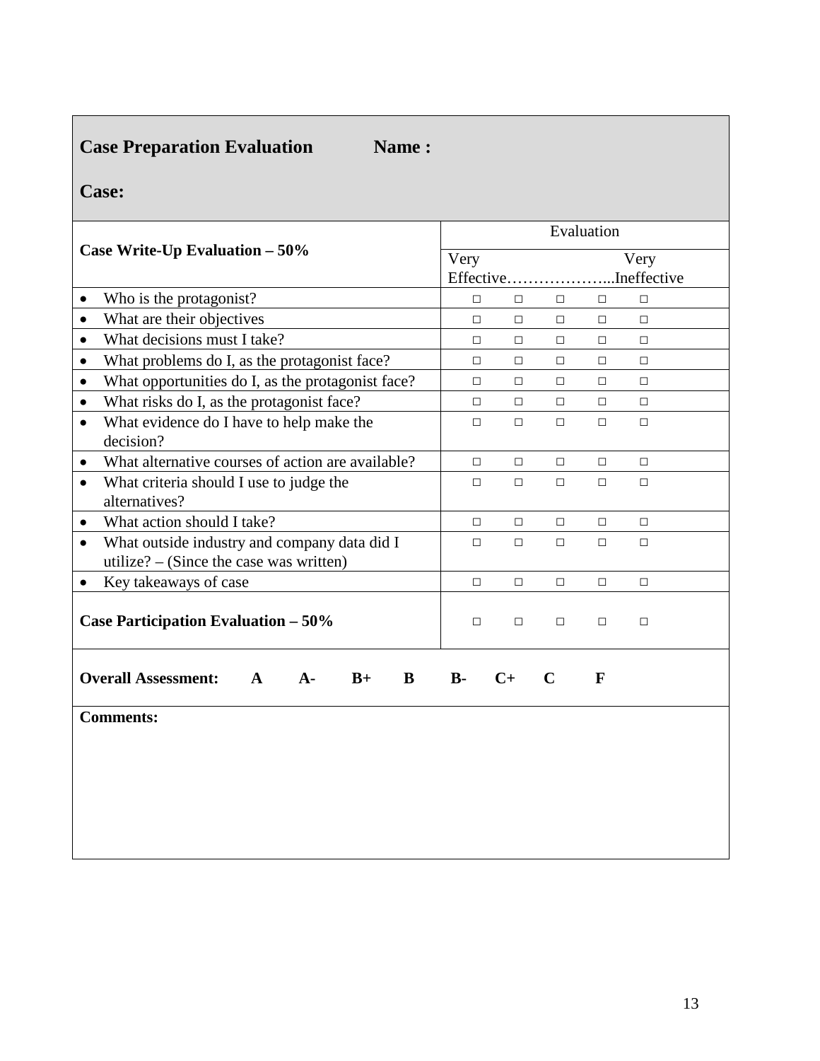**Case Preparation Evaluation** **Name :**

**Case:**

| **Case Write-Up Evaluation – 50%** | Evaluation | | | | |
|---|---|---|---|---|---|
| | Very Effective………………...Very Ineffective | | | | |
| • Who is the protagonist? | □ | □ | □ | □ | □ |
| • What are their objectives | □ | □ | □ | □ | □ |
| • What decisions must I take? | □ | □ | □ | □ | □ |
| • What problems do I, as the protagonist face? | □ | □ | □ | □ | □ |
| • What opportunities do I, as the protagonist face? | □ | □ | □ | □ | □ |
| • What risks do I, as the protagonist face? | □ | □ | □ | □ | □ |
| • What evidence do I have to help make the decision? | □ | □ | □ | □ | □ |
| • What alternative courses of action are available? | □ | □ | □ | □ | □ |
| • What criteria should I use to judge the alternatives? | □ | □ | □ | □ | □ |
| • What action should I take? | □ | □ | □ | □ | □ |
| • What outside industry and company data did I utilize? – (Since the case was written) | □ | □ | □ | □ | □ |
| • Key takeaways of case | □ | □ | □ | □ | □ |
| **Case Participation Evaluation – 50%** | □ | □ | □ | □ | □ |

**Overall Assessment:** **A** **A-** **B+** **B** **B-** **C+** **C** **F**

**Comments:**